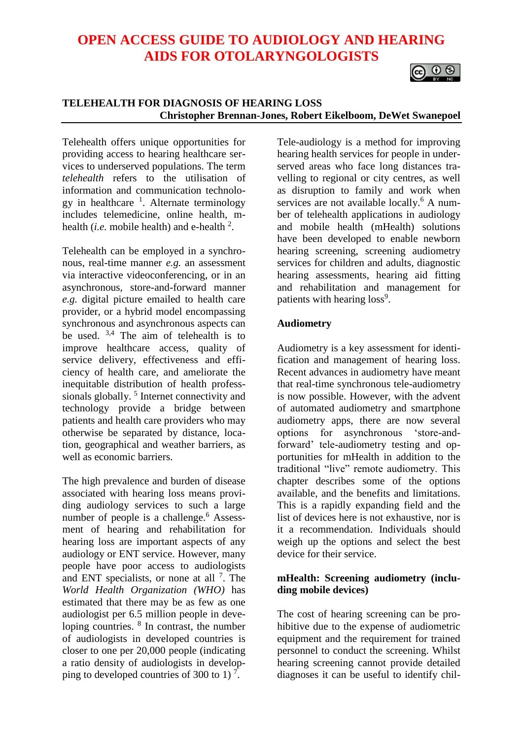# OPEN ACCESS GUIDE TO AUDIOLOGY AND HEARING AIDS FOR OTOLARYNGOLOGISTS

## TELEHEALTH FOR DIAGNOSIS OF HEARING LOSS

**Christopher Brennan-Jones, Robert Eikelboom, DeWet Swanepoel**

Telehealth offers unique opportunities for providing access to hearing healthcare services to underserved populations. The term *telehealth* refers to the utilisation of information and communication technology in healthcare [1]. Alternate terminology includes telemedicine, online health, m-health (*i.e.* mobile health) and e-health [2].

Telehealth can be employed in a synchronous, real-time manner *e.g.* an assessment via interactive videoconferencing, or in an asynchronous, store-and-forward manner *e.g.* digital picture emailed to health care provider, or a hybrid model encompassing synchronous and asynchronous aspects can be used. [3,4] The aim of telehealth is to improve healthcare access, quality of service delivery, effectiveness and efficiency of health care, and ameliorate the inequitable distribution of health professsionals globally. [5] Internet connectivity and technology provide a bridge between patients and health care providers who may otherwise be separated by distance, location, geographical and weather barriers, as well as economic barriers.

The high prevalence and burden of disease associated with hearing loss means providing audiology services to such a large number of people is a challenge.[6] Assessment of hearing and rehabilitation for hearing loss are important aspects of any audiology or ENT service. However, many people have poor access to audiologists and ENT specialists, or none at all [7]. The *World Health Organization (WHO)* has estimated that there may be as few as one audiologist per 6.5 million people in developing countries. [8] In contrast, the number of audiologists in developed countries is closer to one per 20,000 people (indicating a ratio density of audiologists in developping to developed countries of 300 to 1) [7].

Tele-audiology is a method for improving hearing health services for people in underserved areas who face long distances travelling to regional or city centres, as well as disruption to family and work when services are not available locally.[6] A number of telehealth applications in audiology and mobile health (mHealth) solutions have been developed to enable newborn hearing screening, screening audiometry services for children and adults, diagnostic hearing assessments, hearing aid fitting and rehabilitation and management for patients with hearing loss[9].

### Audiometry

Audiometry is a key assessment for identification and management of hearing loss. Recent advances in audiometry have meant that real-time synchronous tele-audiometry is now possible. However, with the advent of automated audiometry and smartphone audiometry apps, there are now several options for asynchronous 'store-and-forward' tele-audiometry testing and opportunities for mHealth in addition to the traditional "live" remote audiometry. This chapter describes some of the options available, and the benefits and limitations. This is a rapidly expanding field and the list of devices here is not exhaustive, nor is it a recommendation. Individuals should weigh up the options and select the best device for their service.

### mHealth: Screening audiometry (including mobile devices)

The cost of hearing screening can be prohibitive due to the expense of audiometric equipment and the requirement for trained personnel to conduct the screening. Whilst hearing screening cannot provide detailed diagnoses it can be useful to identify chil-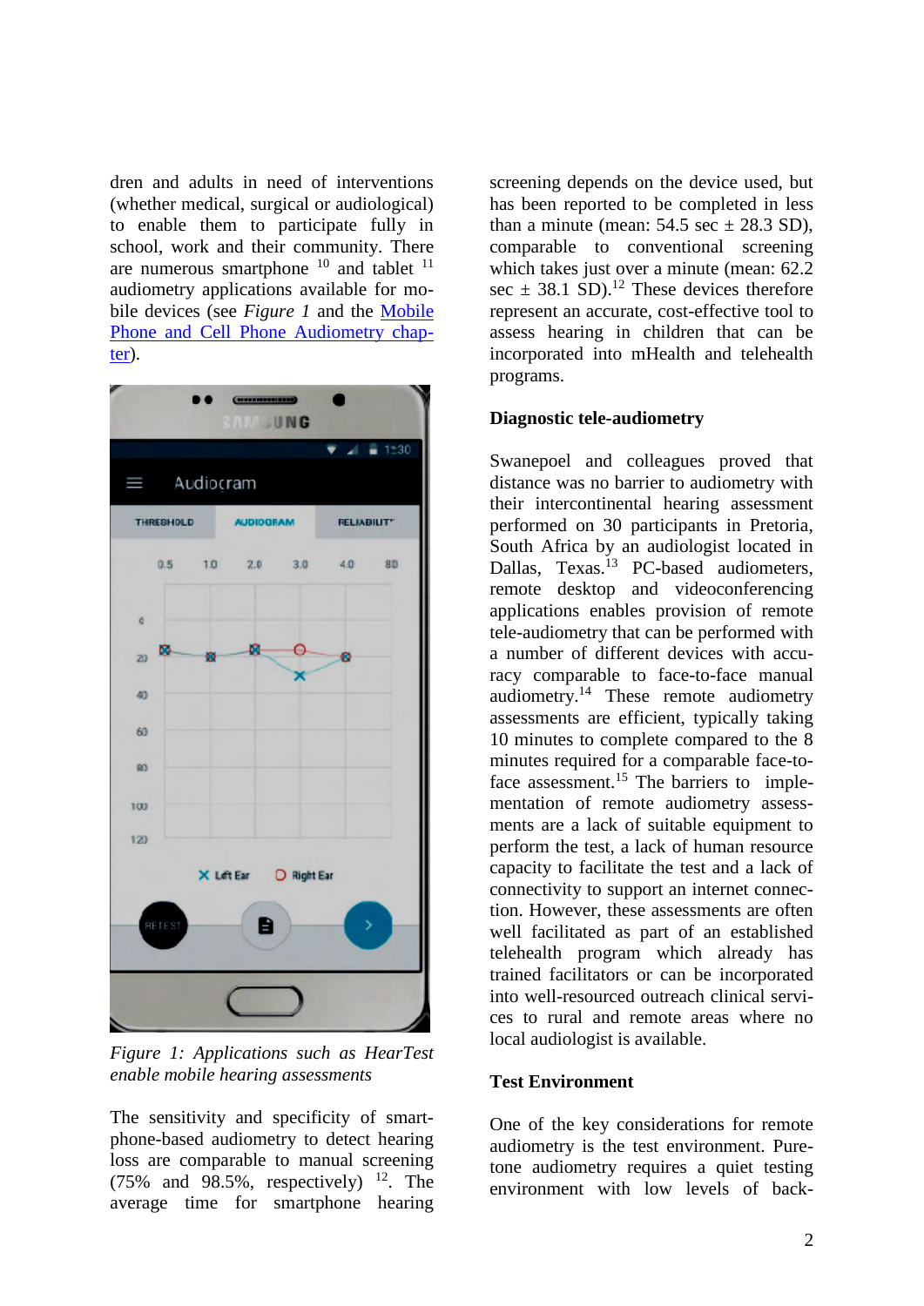dren and adults in need of interventions (whether medical, surgical or audiological) to enable them to participate fully in school, work and their community. There are numerous smartphone [10] and tablet [11] audiometry applications available for mobile devices (see *Figure 1* and the Mobile Phone and Cell Phone Audiometry chapter).

*Figure 1: Applications such as HearTest enable mobile hearing assessments*

The sensitivity and specificity of smartphone-based audiometry to detect hearing loss are comparable to manual screening (75% and 98.5%, respectively) [12]. The average time for smartphone hearing screening depends on the device used, but has been reported to be completed in less than a minute (mean: 54.5 sec ± 28.3 SD), comparable to conventional screening which takes just over a minute (mean: 62.2 sec ± 38.1 SD).[12] These devices therefore represent an accurate, cost-effective tool to assess hearing in children that can be incorporated into mHealth and telehealth programs.

**Diagnostic tele-audiometry**

Swanepoel and colleagues proved that distance was no barrier to audiometry with their intercontinental hearing assessment performed on 30 participants in Pretoria, South Africa by an audiologist located in Dallas, Texas.[13] PC-based audiometers, remote desktop and videoconferencing applications enables provision of remote tele-audiometry that can be performed with a number of different devices with accuracy comparable to face-to-face manual audiometry.[14] These remote audiometry assessments are efficient, typically taking 10 minutes to complete compared to the 8 minutes required for a comparable face-to-face assessment.[15] The barriers to implementation of remote audiometry assessments are a lack of suitable equipment to perform the test, a lack of human resource capacity to facilitate the test and a lack of connectivity to support an internet connection. However, these assessments are often well facilitated as part of an established telehealth program which already has trained facilitators or can be incorporated into well-resourced outreach clinical services to rural and remote areas where no local audiologist is available.

**Test Environment**

One of the key considerations for remote audiometry is the test environment. Pure-tone audiometry requires a quiet testing environment with low levels of back-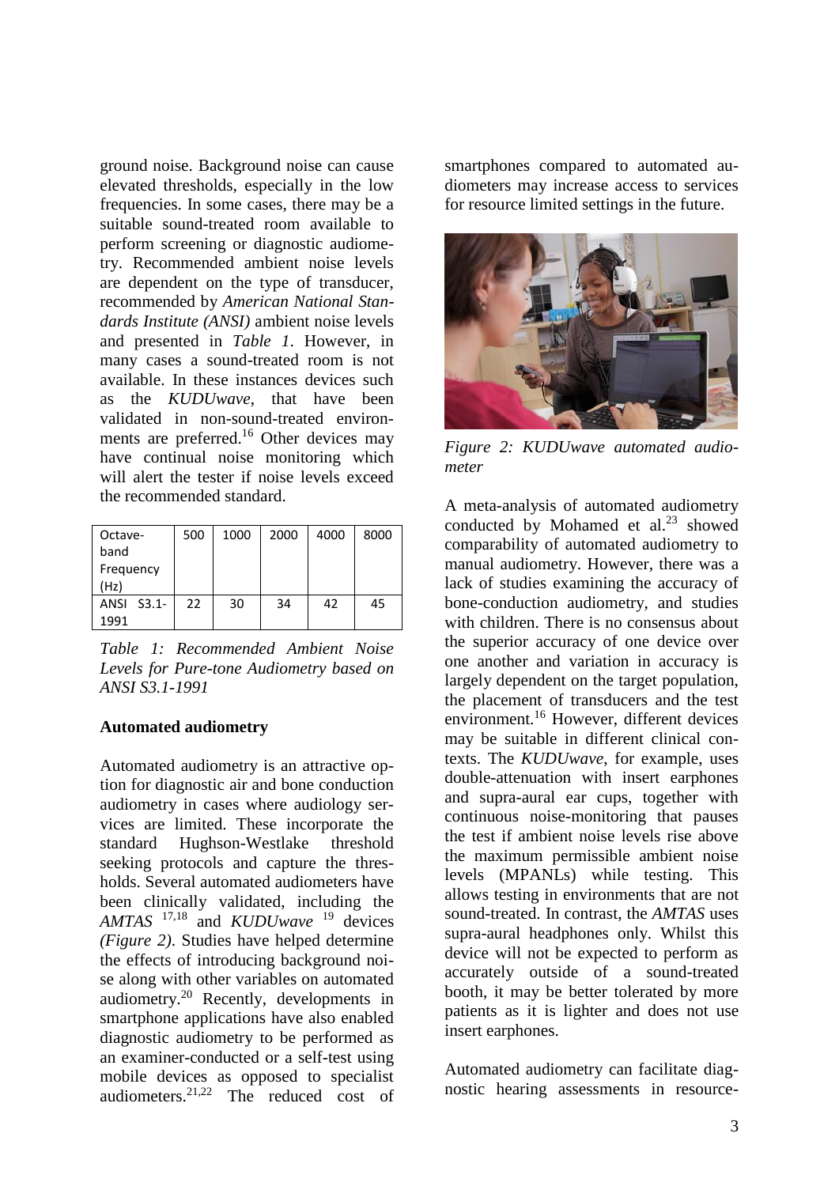ground noise. Background noise can cause elevated thresholds, especially in the low frequencies. In some cases, there may be a suitable sound-treated room available to perform screening or diagnostic audiometry. Recommended ambient noise levels are dependent on the type of transducer, recommended by *American National Standards Institute (ANSI)* ambient noise levels and presented in *Table 1*. However, in many cases a sound-treated room is not available. In these instances devices such as the *KUDUwave*, that have been validated in non-sound-treated environments are preferred.[16] Other devices may have continual noise monitoring which will alert the tester if noise levels exceed the recommended standard.

| Octave-band Frequency (Hz) | 500 | 1000 | 2000 | 4000 | 8000 |
|---|---|---|---|---|---|
| ANSI S3.1-1991 | 22 | 30 | 34 | 42 | 45 |

*Table 1: Recommended Ambient Noise Levels for Pure-tone Audiometry based on ANSI S3.1-1991*

**Automated audiometry**

Automated audiometry is an attractive option for diagnostic air and bone conduction audiometry in cases where audiology services are limited. These incorporate the standard Hughson-Westlake threshold seeking protocols and capture the thresholds. Several automated audiometers have been clinically validated, including the *AMTAS* [17,18] and *KUDUwave* [19] devices *(Figure 2)*. Studies have helped determine the effects of introducing background noise along with other variables on automated audiometry.[20] Recently, developments in smartphone applications have also enabled diagnostic audiometry to be performed as an examiner-conducted or a self-test using mobile devices as opposed to specialist audiometers.[21,22] The reduced cost of smartphones compared to automated audiometers may increase access to services for resource limited settings in the future.

*Figure 2: KUDUwave automated audiometer*

A meta-analysis of automated audiometry conducted by Mohamed et al.[23] showed comparability of automated audiometry to manual audiometry. However, there was a lack of studies examining the accuracy of bone-conduction audiometry, and studies with children. There is no consensus about the superior accuracy of one device over one another and variation in accuracy is largely dependent on the target population, the placement of transducers and the test environment.[16] However, different devices may be suitable in different clinical contexts. The *KUDUwave*, for example, uses double-attenuation with insert earphones and supra-aural ear cups, together with continuous noise-monitoring that pauses the test if ambient noise levels rise above the maximum permissible ambient noise levels (MPANLs) while testing. This allows testing in environments that are not sound-treated. In contrast, the *AMTAS* uses supra-aural headphones only. Whilst this device will not be expected to perform as accurately outside of a sound-treated booth, it may be better tolerated by more patients as it is lighter and does not use insert earphones.

Automated audiometry can facilitate diagnostic hearing assessments in resource-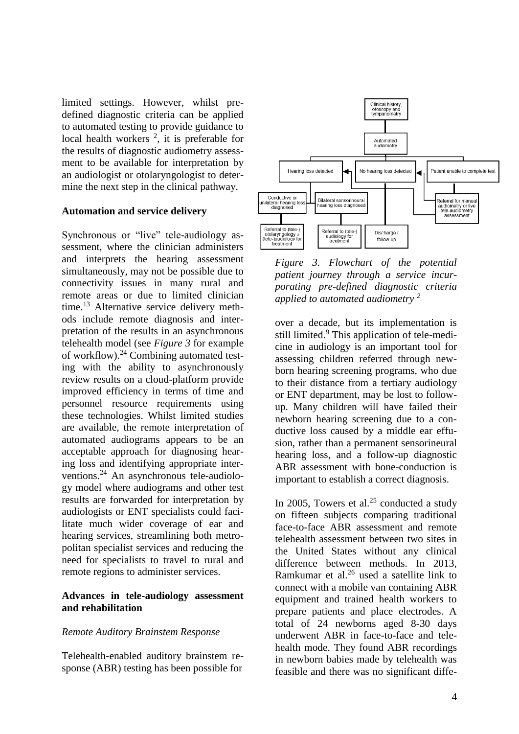limited settings. However, whilst pre-defined diagnostic criteria can be applied to automated testing to provide guidance to local health workers [2], it is preferable for the results of diagnostic audiometry assessment to be available for interpretation by an audiologist or otolaryngologist to determine the next step in the clinical pathway.

**Automation and service delivery**

Synchronous or "live" tele-audiology assessment, where the clinician administers and interprets the hearing assessment simultaneously, may not be possible due to connectivity issues in many rural and remote areas or due to limited clinician time.[13] Alternative service delivery methods include remote diagnosis and interpretation of the results in an asynchronous telehealth model (see *Figure 3* for example of workflow).[24] Combining automated testing with the ability to asynchronously review results on a cloud-platform provide improved efficiency in terms of time and personnel resource requirements using these technologies. Whilst limited studies are available, the remote interpretation of automated audiograms appears to be an acceptable approach for diagnosing hearing loss and identifying appropriate interventions.[24] An asynchronous tele-audiology model where audiograms and other test results are forwarded for interpretation by audiologists or ENT specialists could facilitate much wider coverage of ear and hearing services, streamlining both metropolitan specialist services and reducing the need for specialists to travel to rural and remote regions to administer services.

*Figure 3. Flowchart of the potential patient journey through a service incurporating pre-defined diagnostic criteria applied to automated audiometry [2]*

**Advances in tele-audiology assessment and rehabilitation**

*Remote Auditory Brainstem Response*

Telehealth-enabled auditory brainstem response (ABR) testing has been possible for over a decade, but its implementation is still limited.[9] This application of tele-medicine in audiology is an important tool for assessing children referred through newborn hearing screening programs, who due to their distance from a tertiary audiology or ENT department, may be lost to follow-up. Many children will have failed their newborn hearing screening due to a conductive loss caused by a middle ear effusion, rather than a permanent sensorineural hearing loss, and a follow-up diagnostic ABR assessment with bone-conduction is important to establish a correct diagnosis.

In 2005, Towers et al.[25] conducted a study on fifteen subjects comparing traditional face-to-face ABR assessment and remote telehealth assessment between two sites in the United States without any clinical difference between methods. In 2013, Ramkumar et al.[26] used a satellite link to connect with a mobile van containing ABR equipment and trained health workers to prepare patients and place electrodes. A total of 24 newborns aged 8-30 days underwent ABR in face-to-face and telehealth mode. They found ABR recordings in newborn babies made by telehealth was feasible and there was no significant diffe-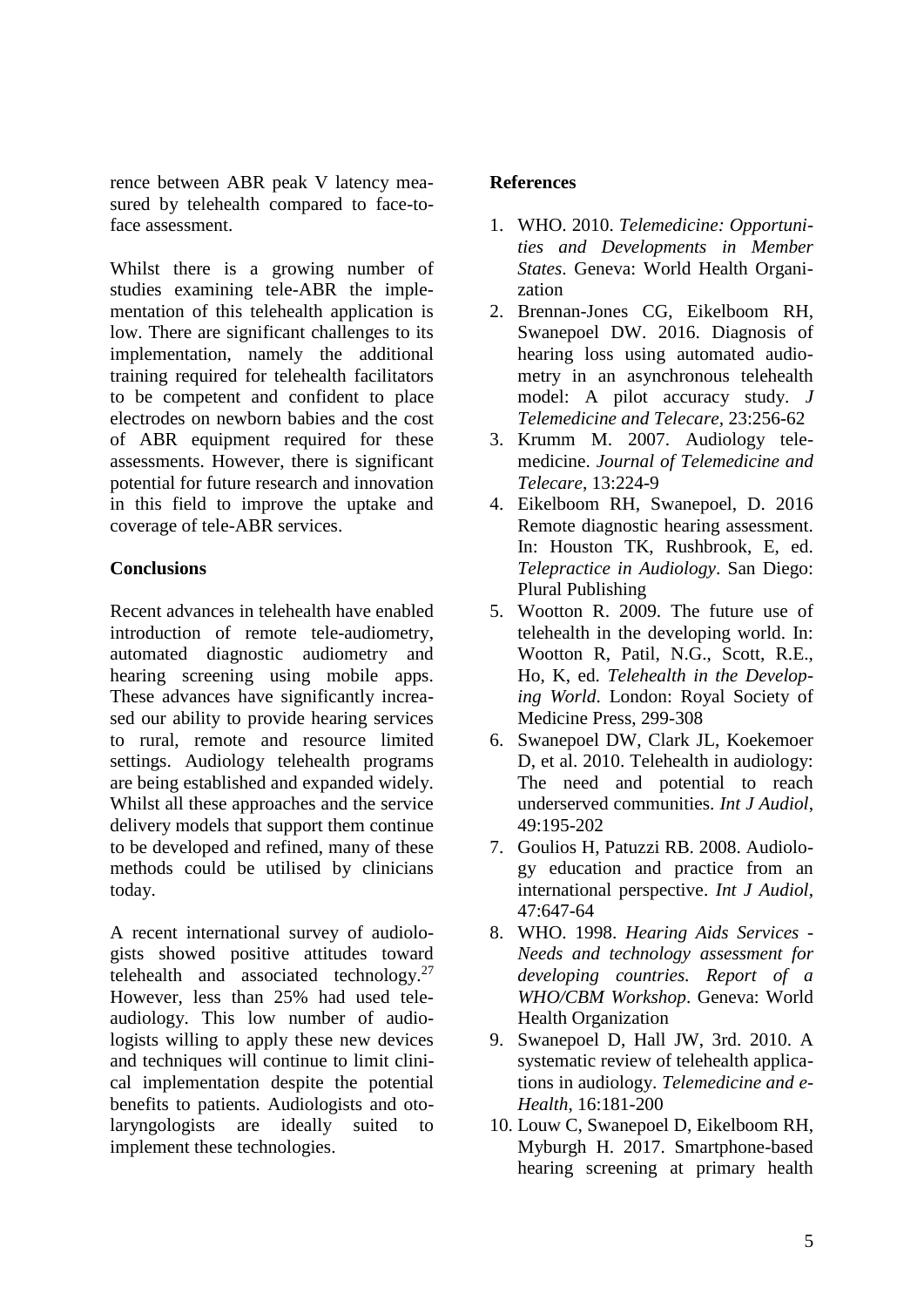rence between ABR peak V latency measured by telehealth compared to face-to-face assessment.

Whilst there is a growing number of studies examining tele-ABR the implementation of this telehealth application is low. There are significant challenges to its implementation, namely the additional training required for telehealth facilitators to be competent and confident to place electrodes on newborn babies and the cost of ABR equipment required for these assessments. However, there is significant potential for future research and innovation in this field to improve the uptake and coverage of tele-ABR services.

## Conclusions

Recent advances in telehealth have enabled introduction of remote tele-audiometry, automated diagnostic audiometry and hearing screening using mobile apps. These advances have significantly increased our ability to provide hearing services to rural, remote and resource limited settings. Audiology telehealth programs are being established and expanded widely. Whilst all these approaches and the service delivery models that support them continue to be developed and refined, many of these methods could be utilised by clinicians today.

A recent international survey of audiologists showed positive attitudes toward telehealth and associated technology.[27] However, less than 25% had used tele-audiology. This low number of audiologists willing to apply these new devices and techniques will continue to limit clinical implementation despite the potential benefits to patients. Audiologists and otolaryngologists are ideally suited to implement these technologies.

## References

1. WHO. 2010. *Telemedicine: Opportunities and Developments in Member States*. Geneva: World Health Organization
2. Brennan-Jones CG, Eikelboom RH, Swanepoel DW. 2016. Diagnosis of hearing loss using automated audiometry in an asynchronous telehealth model: A pilot accuracy study. *J Telemedicine and Telecare*, 23:256-62
3. Krumm M. 2007. Audiology telemedicine. *Journal of Telemedicine and Telecare*, 13:224-9
4. Eikelboom RH, Swanepoel, D. 2016 Remote diagnostic hearing assessment. In: Houston TK, Rushbrook, E, ed. *Telepractice in Audiology*. San Diego: Plural Publishing
5. Wootton R. 2009. The future use of telehealth in the developing world. In: Wootton R, Patil, N.G., Scott, R.E., Ho, K, ed. *Telehealth in the Developing World*. London: Royal Society of Medicine Press, 299-308
6. Swanepoel DW, Clark JL, Koekemoer D, et al. 2010. Telehealth in audiology: The need and potential to reach underserved communities. *Int J Audiol*, 49:195-202
7. Goulios H, Patuzzi RB. 2008. Audiology education and practice from an international perspective. *Int J Audiol*, 47:647-64
8. WHO. 1998. *Hearing Aids Services - Needs and technology assessment for developing countries. Report of a WHO/CBM Workshop*. Geneva: World Health Organization
9. Swanepoel D, Hall JW, 3rd. 2010. A systematic review of telehealth applications in audiology. *Telemedicine and e-Health*, 16:181-200
10. Louw C, Swanepoel D, Eikelboom RH, Myburgh H. 2017. Smartphone-based hearing screening at primary health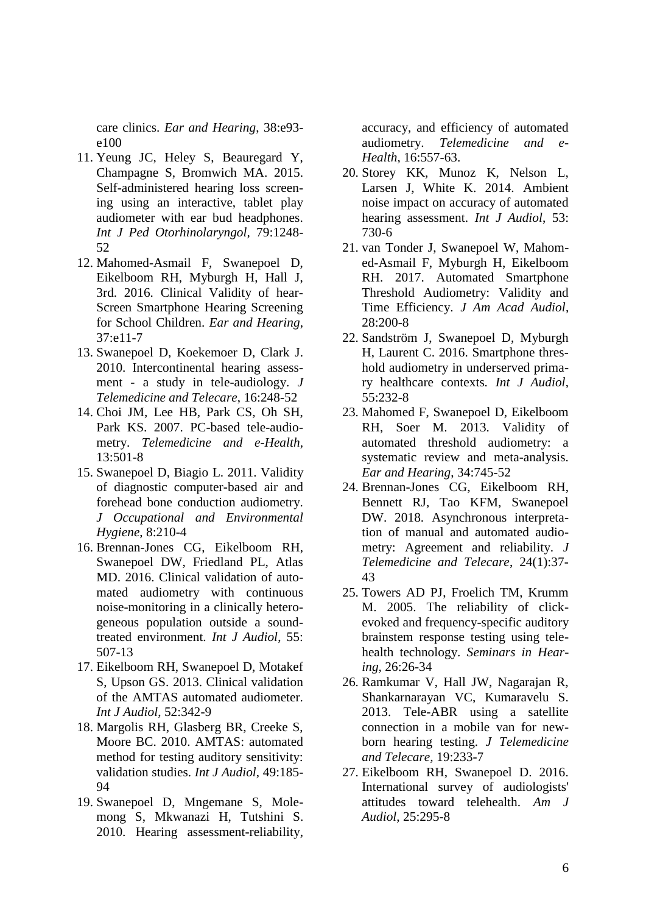care clinics. *Ear and Hearing*, 38:e93-e100

11. Yeung JC, Heley S, Beauregard Y, Champagne S, Bromwich MA. 2015. Self-administered hearing loss screening using an interactive, tablet play audiometer with ear bud headphones. *Int J Ped Otorhinolaryngol*, 79:1248-52
12. Mahomed-Asmail F, Swanepoel D, Eikelboom RH, Myburgh H, Hall J, 3rd. 2016. Clinical Validity of hearScreen Smartphone Hearing Screening for School Children. *Ear and Hearing*, 37:e11-7
13. Swanepoel D, Koekemoer D, Clark J. 2010. Intercontinental hearing assessment - a study in tele-audiology. *J Telemedicine and Telecare*, 16:248-52
14. Choi JM, Lee HB, Park CS, Oh SH, Park KS. 2007. PC-based tele-audiometry. *Telemedicine and e-Health*, 13:501-8
15. Swanepoel D, Biagio L. 2011. Validity of diagnostic computer-based air and forehead bone conduction audiometry. *J Occupational and Environmental Hygiene*, 8:210-4
16. Brennan-Jones CG, Eikelboom RH, Swanepoel DW, Friedland PL, Atlas MD. 2016. Clinical validation of automated audiometry with continuous noise-monitoring in a clinically heterogeneous population outside a sound-treated environment. *Int J Audiol*, 55: 507-13
17. Eikelboom RH, Swanepoel D, Motakef S, Upson GS. 2013. Clinical validation of the AMTAS automated audiometer. *Int J Audiol*, 52:342-9
18. Margolis RH, Glasberg BR, Creeke S, Moore BC. 2010. AMTAS: automated method for testing auditory sensitivity: validation studies. *Int J Audiol*, 49:185-94
19. Swanepoel D, Mngemane S, Molemong S, Mkwanazi H, Tutshini S. 2010. Hearing assessment-reliability, accuracy, and efficiency of automated audiometry. *Telemedicine and e-Health*, 16:557-63.
20. Storey KK, Munoz K, Nelson L, Larsen J, White K. 2014. Ambient noise impact on accuracy of automated hearing assessment. *Int J Audiol*, 53: 730-6
21. van Tonder J, Swanepoel W, Mahomed-Asmail F, Myburgh H, Eikelboom RH. 2017. Automated Smartphone Threshold Audiometry: Validity and Time Efficiency. *J Am Acad Audiol*, 28:200-8
22. Sandström J, Swanepoel D, Myburgh H, Laurent C. 2016. Smartphone threshold audiometry in underserved primary healthcare contexts. *Int J Audiol*, 55:232-8
23. Mahomed F, Swanepoel D, Eikelboom RH, Soer M. 2013. Validity of automated threshold audiometry: a systematic review and meta-analysis. *Ear and Hearing*, 34:745-52
24. Brennan-Jones CG, Eikelboom RH, Bennett RJ, Tao KFM, Swanepoel DW. 2018. Asynchronous interpretation of manual and automated audiometry: Agreement and reliability. *J Telemedicine and Telecare*, 24(1):37-43
25. Towers AD PJ, Froelich TM, Krumm M. 2005. The reliability of click-evoked and frequency-specific auditory brainstem response testing using telehealth technology. *Seminars in Hearing,* 26:26-34
26. Ramkumar V, Hall JW, Nagarajan R, Shankarnarayan VC, Kumaravelu S. 2013. Tele-ABR using a satellite connection in a mobile van for newborn hearing testing. *J Telemedicine and Telecare,* 19:233-7
27. Eikelboom RH, Swanepoel D. 2016. International survey of audiologists' attitudes toward telehealth. *Am J Audiol*, 25:295-8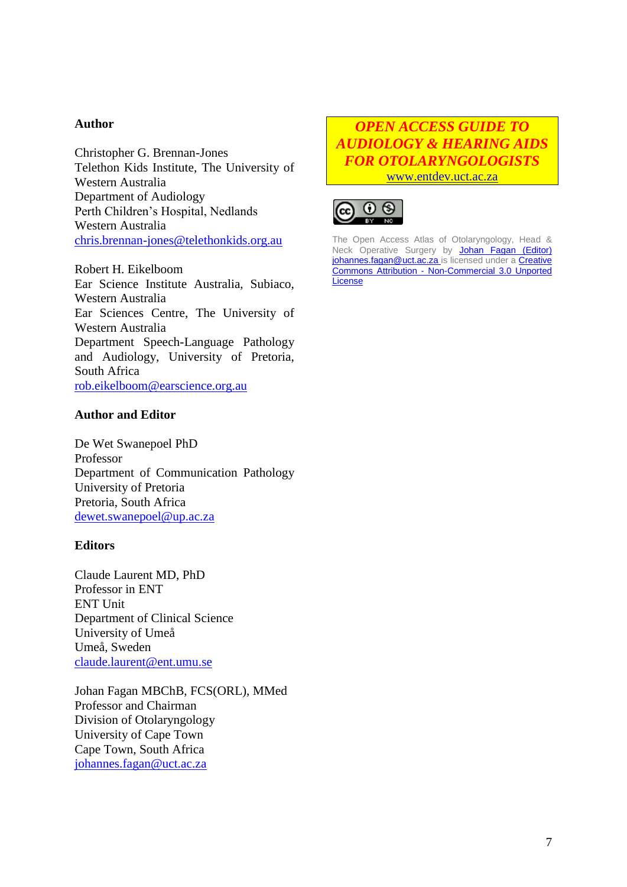**Author**

Christopher G. Brennan-Jones
Telethon Kids Institute, The University of Western Australia
Department of Audiology
Perth Children's Hospital, Nedlands
Western Australia
chris.brennan-jones@telethonkids.org.au

Robert H. Eikelboom
Ear Science Institute Australia, Subiaco, Western Australia
Ear Sciences Centre, The University of Western Australia
Department Speech-Language Pathology and Audiology, University of Pretoria, South Africa
rob.eikelboom@earscience.org.au

**Author and Editor**

De Wet Swanepoel PhD
Professor
Department of Communication Pathology
University of Pretoria
Pretoria, South Africa
dewet.swanepoel@up.ac.za

**Editors**

Claude Laurent MD, PhD
Professor in ENT
ENT Unit
Department of Clinical Science
University of Umeå
Umeå, Sweden
claude.laurent@ent.umu.se

Johan Fagan MBChB, FCS(ORL), MMed
Professor and Chairman
Division of Otolaryngology
University of Cape Town
Cape Town, South Africa
johannes.fagan@uct.ac.za

***OPEN ACCESS GUIDE TO AUDIOLOGY & HEARING AIDS FOR OTOLARYNGOLOGISTS***
www.entdev.uct.ac.za

The Open Access Atlas of Otolaryngology, Head & Neck Operative Surgery by Johan Fagan (Editor) johannes.fagan@uct.ac.za is licensed under a Creative Commons Attribution - Non-Commercial 3.0 Unported License